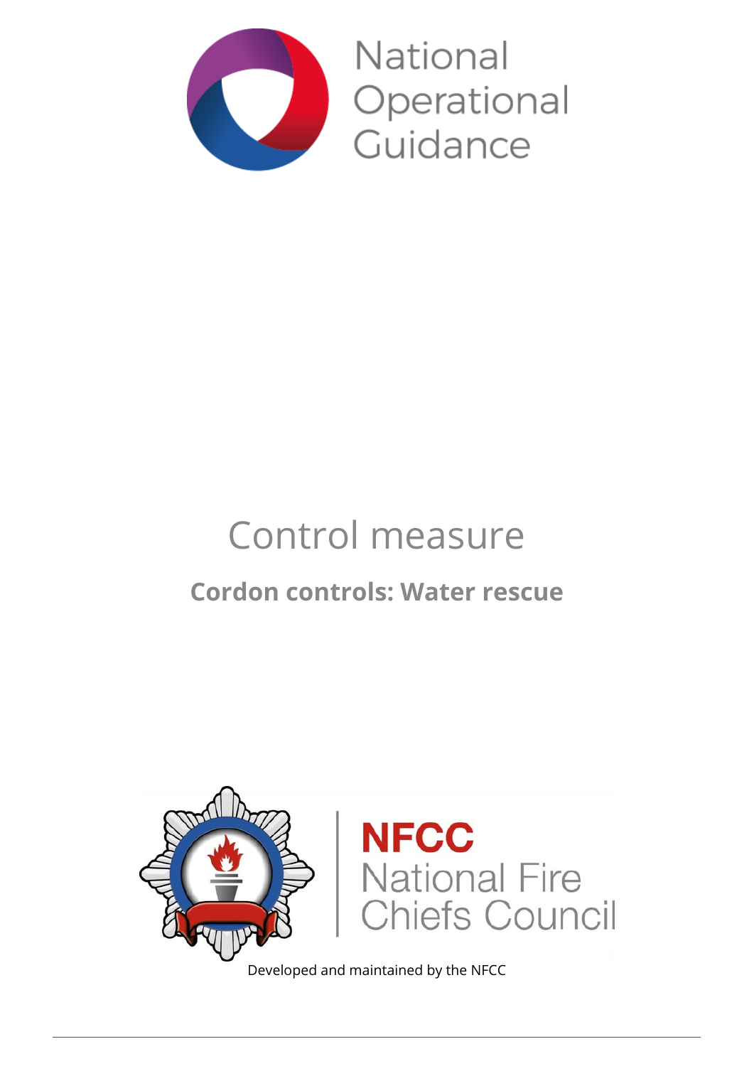National Operational Guidance

# Control measure

## Cordon controls: Water rescue

NFCC National Fire Chiefs Council

Developed and maintained by the NFCC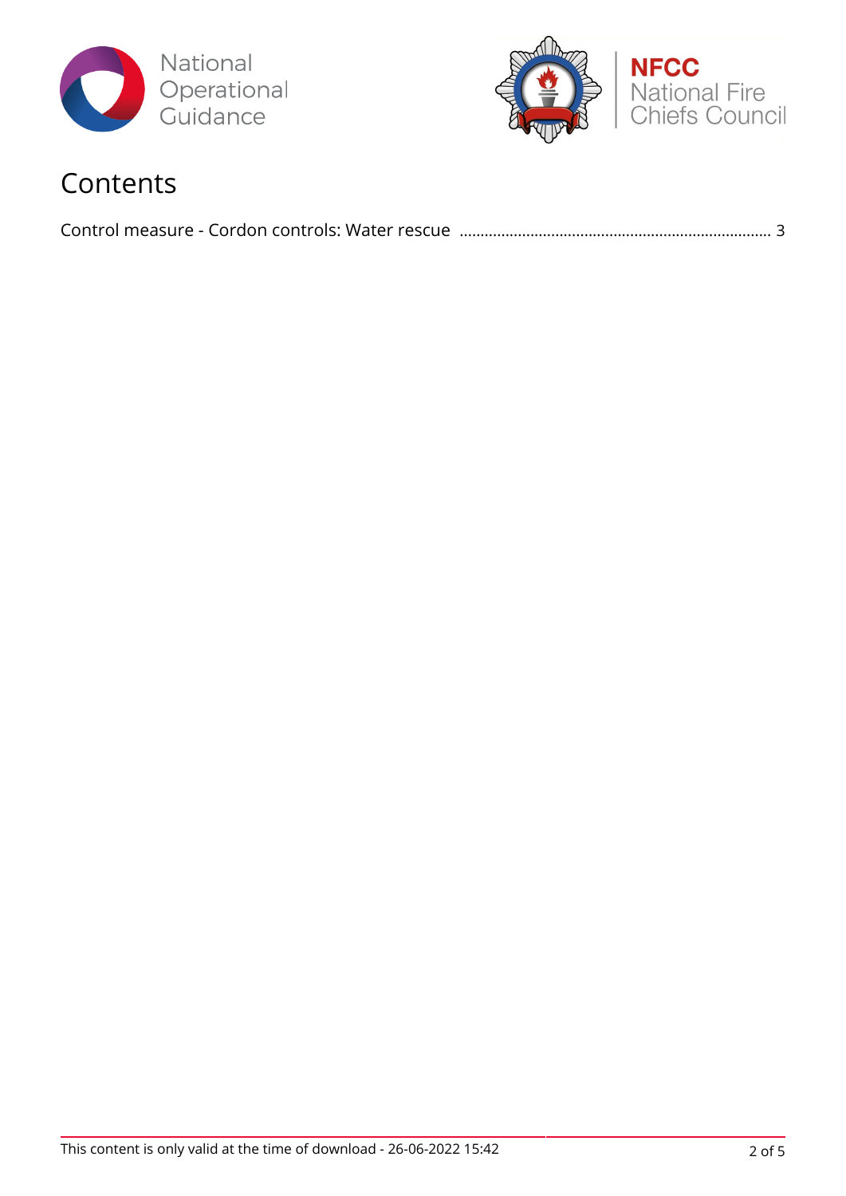# Contents

Control measure - Cordon controls: Water rescue .......... 3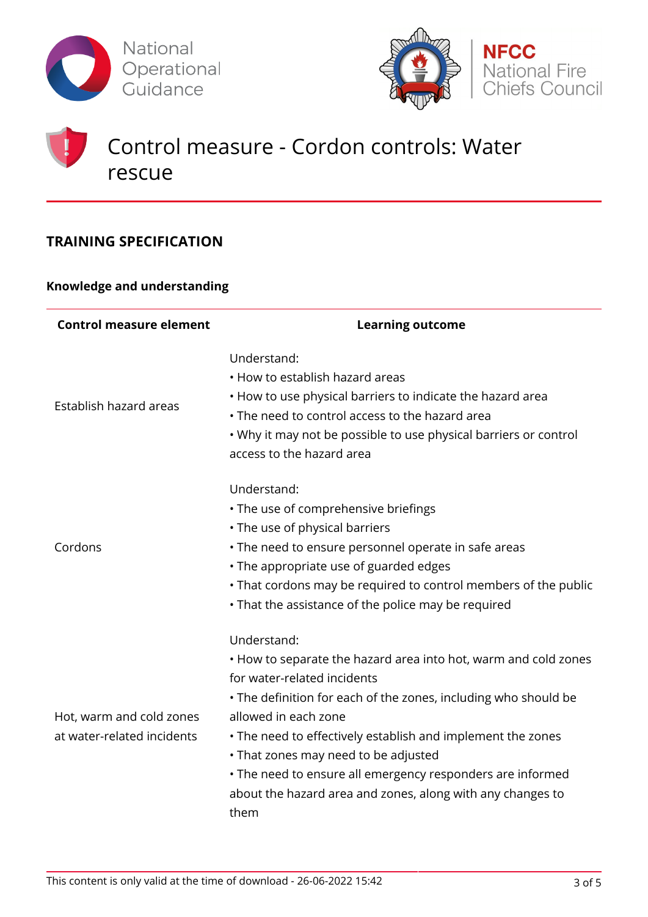# Control measure - Cordon controls: Water rescue

## TRAINING SPECIFICATION

### Knowledge and understanding

| Control measure element | Learning outcome |
|---|---|
| Establish hazard areas | Understand:<br>• How to establish hazard areas<br>• How to use physical barriers to indicate the hazard area<br>• The need to control access to the hazard area<br>• Why it may not be possible to use physical barriers or control access to the hazard area |
| Cordons | Understand:<br>• The use of comprehensive briefings<br>• The use of physical barriers<br>• The need to ensure personnel operate in safe areas<br>• The appropriate use of guarded edges<br>• That cordons may be required to control members of the public<br>• That the assistance of the police may be required |
| Hot, warm and cold zones at water-related incidents | Understand:<br>• How to separate the hazard area into hot, warm and cold zones for water-related incidents<br>• The definition for each of the zones, including who should be allowed in each zone<br>• The need to effectively establish and implement the zones<br>• That zones may need to be adjusted<br>• The need to ensure all emergency responders are informed about the hazard area and zones, along with any changes to them |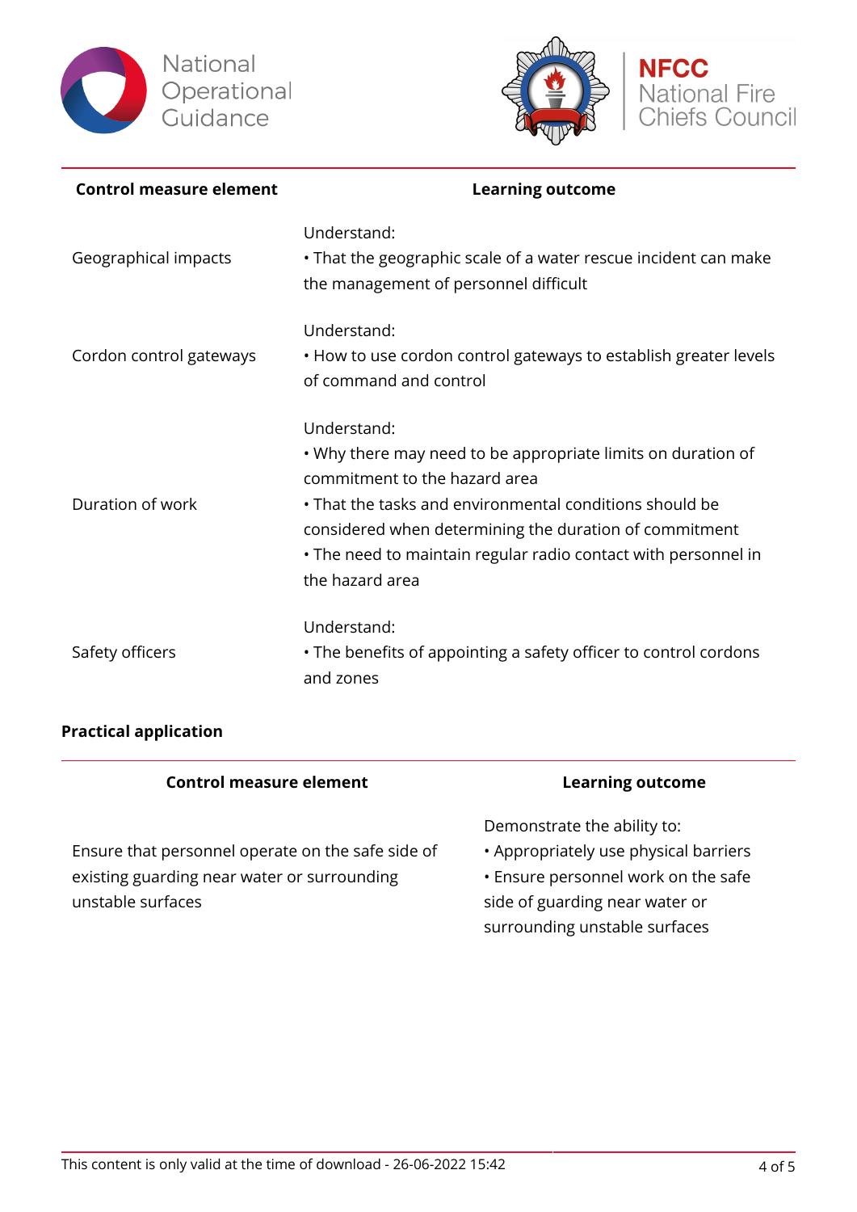| Control measure element | Learning outcome |
| --- | --- |
| Geographical impacts | Understand:<br>• That the geographic scale of a water rescue incident can make the management of personnel difficult |
| Cordon control gateways | Understand:<br>• How to use cordon control gateways to establish greater levels of command and control |
| Duration of work | Understand:<br>• Why there may need to be appropriate limits on duration of commitment to the hazard area<br>• That the tasks and environmental conditions should be considered when determining the duration of commitment<br>• The need to maintain regular radio contact with personnel in the hazard area |
| Safety officers | Understand:<br>• The benefits of appointing a safety officer to control cordons and zones |

**Practical application**

| Control measure element | Learning outcome |
| --- | --- |
| Ensure that personnel operate on the safe side of existing guarding near water or surrounding unstable surfaces | Demonstrate the ability to:<br>• Appropriately use physical barriers<br>• Ensure personnel work on the safe side of guarding near water or surrounding unstable surfaces |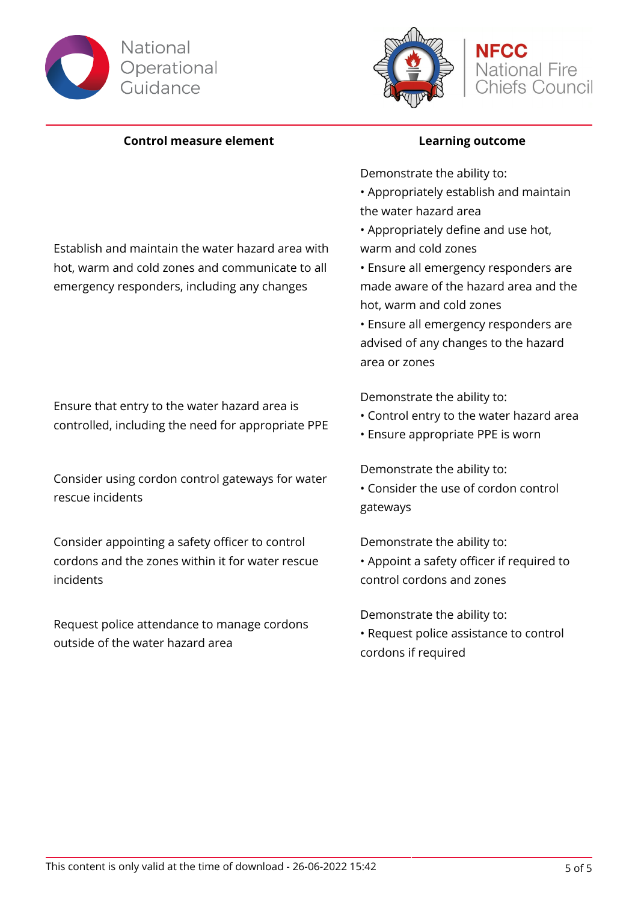| Control measure element | Learning outcome |
| --- | --- |
| Establish and maintain the water hazard area with hot, warm and cold zones and communicate to all emergency responders, including any changes | Demonstrate the ability to:<br>• Appropriately establish and maintain the water hazard area<br>• Appropriately define and use hot, warm and cold zones<br>• Ensure all emergency responders are made aware of the hazard area and the hot, warm and cold zones<br>• Ensure all emergency responders are advised of any changes to the hazard area or zones |
| Ensure that entry to the water hazard area is controlled, including the need for appropriate PPE | Demonstrate the ability to:<br>• Control entry to the water hazard area<br>• Ensure appropriate PPE is worn |
| Consider using cordon control gateways for water rescue incidents | Demonstrate the ability to:<br>• Consider the use of cordon control gateways |
| Consider appointing a safety officer to control cordons and the zones within it for water rescue incidents | Demonstrate the ability to:<br>• Appoint a safety officer if required to control cordons and zones |
| Request police attendance to manage cordons outside of the water hazard area | Demonstrate the ability to:<br>• Request police assistance to control cordons if required |